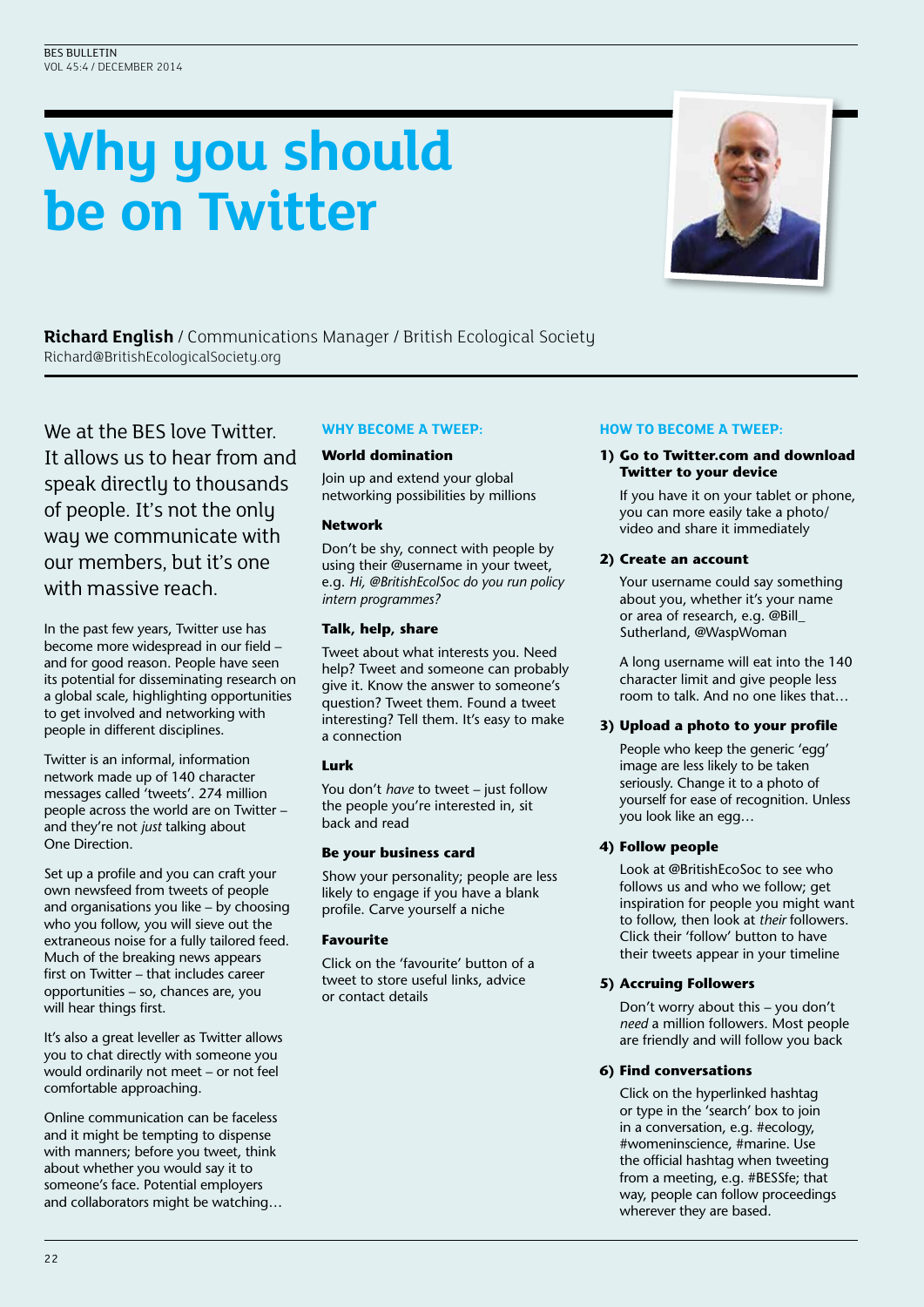# Why you should be on Twitter

**Richard English** / Communications Manager / British Ecological Society
Richard@BritishEcologicalSociety.org

We at the BES love Twitter. It allows us to hear from and speak directly to thousands of people. It's not the only way we communicate with our members, but it's one with massive reach.

In the past few years, Twitter use has become more widespread in our field – and for good reason. People have seen its potential for disseminating research on a global scale, highlighting opportunities to get involved and networking with people in different disciplines.

Twitter is an informal, information network made up of 140 character messages called 'tweets'. 274 million people across the world are on Twitter – and they're not *just* talking about One Direction.

Set up a profile and you can craft your own newsfeed from tweets of people and organisations you like – by choosing who you follow, you will sieve out the extraneous noise for a fully tailored feed. Much of the breaking news appears first on Twitter – that includes career opportunities – so, chances are, you will hear things first.

It's also a great leveller as Twitter allows you to chat directly with someone you would ordinarily not meet – or not feel comfortable approaching.

Online communication can be faceless and it might be tempting to dispense with manners; before you tweet, think about whether you would say it to someone's face. Potential employers and collaborators might be watching…

## WHY BECOME A TWEEP:

### World domination

Join up and extend your global networking possibilities by millions

### Network

Don't be shy, connect with people by using their @username in your tweet, e.g. *Hi, @BritishEcolSoc do you run policy intern programmes?*

### Talk, help, share

Tweet about what interests you. Need help? Tweet and someone can probably give it. Know the answer to someone's question? Tweet them. Found a tweet interesting? Tell them. It's easy to make a connection

### Lurk

You don't *have* to tweet – just follow the people you're interested in, sit back and read

### Be your business card

Show your personality; people are less likely to engage if you have a blank profile. Carve yourself a niche

### Favourite

Click on the 'favourite' button of a tweet to store useful links, advice or contact details

## HOW TO BECOME A TWEEP:

### 1) Go to Twitter.com and download Twitter to your device

If you have it on your tablet or phone, you can more easily take a photo/video and share it immediately

### 2) Create an account

Your username could say something about you, whether it's your name or area of research, e.g. @Bill_Sutherland, @WaspWoman

A long username will eat into the 140 character limit and give people less room to talk. And no one likes that…

### 3) Upload a photo to your profile

People who keep the generic 'egg' image are less likely to be taken seriously. Change it to a photo of yourself for ease of recognition. Unless you look like an egg…

### 4) Follow people

Look at @BritishEcoSoc to see who follows us and who we follow; get inspiration for people you might want to follow, then look at *their* followers. Click their 'follow' button to have their tweets appear in your timeline

### 5) Accruing Followers

Don't worry about this – you don't *need* a million followers. Most people are friendly and will follow you back

### 6) Find conversations

Click on the hyperlinked hashtag or type in the 'search' box to join in a conversation, e.g. #ecology, #womeninscience, #marine. Use the official hashtag when tweeting from a meeting, e.g. #BESSfe; that way, people can follow proceedings wherever they are based.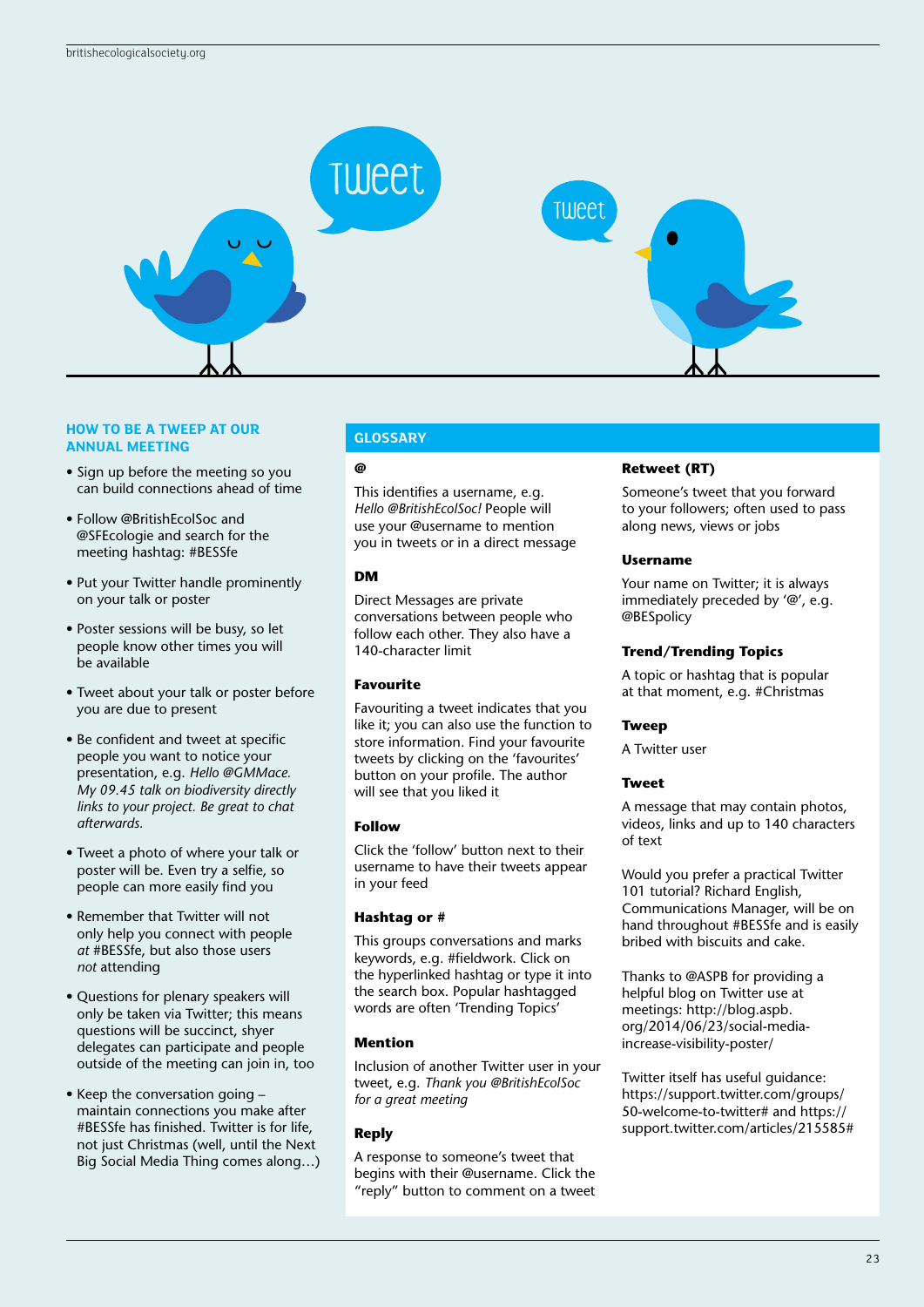## HOW TO BE A TWEEP AT OUR ANNUAL MEETING

- Sign up before the meeting so you can build connections ahead of time
- Follow @BritishEcolSoc and @SFEcologie and search for the meeting hashtag: #BESSfe
- Put your Twitter handle prominently on your talk or poster
- Poster sessions will be busy, so let people know other times you will be available
- Tweet about your talk or poster before you are due to present
- Be confident and tweet at specific people you want to notice your presentation, e.g. *Hello @GMMace. My 09.45 talk on biodiversity directly links to your project. Be great to chat afterwards.*
- Tweet a photo of where your talk or poster will be. Even try a selfie, so people can more easily find you
- Remember that Twitter will not only help you connect with people *at* #BESSfe, but also those users *not* attending
- Questions for plenary speakers will only be taken via Twitter; this means questions will be succinct, shyer delegates can participate and people outside of the meeting can join in, too
- Keep the conversation going – maintain connections you make after #BESSfe has finished. Twitter is for life, not just Christmas (well, until the Next Big Social Media Thing comes along…)

## GLOSSARY

**@**

This identifies a username, e.g. *Hello @BritishEcolSoc!* People will use your @username to mention you in tweets or in a direct message

**DM**

Direct Messages are private conversations between people who follow each other. They also have a 140-character limit

**Favourite**

Favouriting a tweet indicates that you like it; you can also use the function to store information. Find your favourite tweets by clicking on the 'favourites' button on your profile. The author will see that you liked it

**Follow**

Click the 'follow' button next to their username to have their tweets appear in your feed

**Hashtag or #**

This groups conversations and marks keywords, e.g. #fieldwork. Click on the hyperlinked hashtag or type it into the search box. Popular hashtagged words are often 'Trending Topics'

**Mention**

Inclusion of another Twitter user in your tweet, e.g. *Thank you @BritishEcolSoc for a great meeting*

**Reply**

A response to someone's tweet that begins with their @username. Click the "reply" button to comment on a tweet

**Retweet (RT)**

Someone's tweet that you forward to your followers; often used to pass along news, views or jobs

**Username**

Your name on Twitter; it is always immediately preceded by '@', e.g. @BESpolicy

**Trend/Trending Topics**

A topic or hashtag that is popular at that moment, e.g. #Christmas

**Tweep**

A Twitter user

**Tweet**

A message that may contain photos, videos, links and up to 140 characters of text

Would you prefer a practical Twitter 101 tutorial? Richard English, Communications Manager, will be on hand throughout #BESSfe and is easily bribed with biscuits and cake.

Thanks to @ASPB for providing a helpful blog on Twitter use at meetings: http://blog.aspb.org/2014/06/23/social-media-increase-visibility-poster/

Twitter itself has useful guidance: https://support.twitter.com/groups/50-welcome-to-twitter# and https://support.twitter.com/articles/215585#